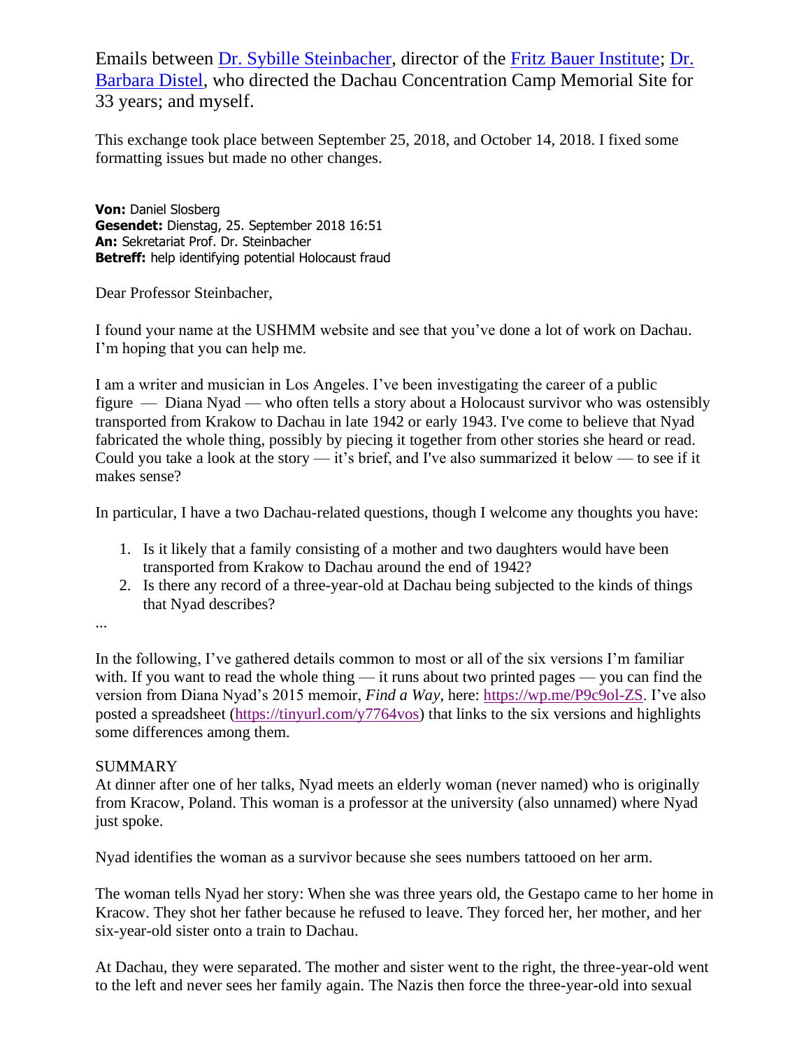Emails between [Dr. Sybille Steinbacher](), director of the [Fritz Bauer Institute](); [Dr. Barbara Distel](), who directed the Dachau Concentration Camp Memorial Site for 33 years; and myself.

This exchange took place between September 25, 2018, and October 14, 2018. I fixed some formatting issues but made no other changes.

**Von:** Daniel Slosberg
**Gesendet:** Dienstag, 25. September 2018 16:51
**An:** Sekretariat Prof. Dr. Steinbacher
**Betreff:** help identifying potential Holocaust fraud

Dear Professor Steinbacher,

I found your name at the USHMM website and see that you've done a lot of work on Dachau. I'm hoping that you can help me.

I am a writer and musician in Los Angeles. I've been investigating the career of a public figure — Diana Nyad — who often tells a story about a Holocaust survivor who was ostensibly transported from Krakow to Dachau in late 1942 or early 1943. I've come to believe that Nyad fabricated the whole thing, possibly by piecing it together from other stories she heard or read. Could you take a look at the story — it's brief, and I've also summarized it below — to see if it makes sense?

In particular, I have a two Dachau-related questions, though I welcome any thoughts you have:

1. Is it likely that a family consisting of a mother and two daughters would have been transported from Krakow to Dachau around the end of 1942?
2. Is there any record of a three-year-old at Dachau being subjected to the kinds of things that Nyad describes?

...

In the following, I've gathered details common to most or all of the six versions I'm familiar with. If you want to read the whole thing — it runs about two printed pages — you can find the version from Diana Nyad's 2015 memoir, *Find a Way*, here: [https://wp.me/P9c9ol-ZS](https://wp.me/P9c9ol-ZS). I've also posted a spreadsheet ([https://tinyurl.com/y7764vos](https://tinyurl.com/y7764vos)) that links to the six versions and highlights some differences among them.

SUMMARY
At dinner after one of her talks, Nyad meets an elderly woman (never named) who is originally from Kracow, Poland. This woman is a professor at the university (also unnamed) where Nyad just spoke.

Nyad identifies the woman as a survivor because she sees numbers tattooed on her arm.

The woman tells Nyad her story: When she was three years old, the Gestapo came to her home in Kracow. They shot her father because he refused to leave. They forced her, her mother, and her six-year-old sister onto a train to Dachau.

At Dachau, they were separated. The mother and sister went to the right, the three-year-old went to the left and never sees her family again. The Nazis then force the three-year-old into sexual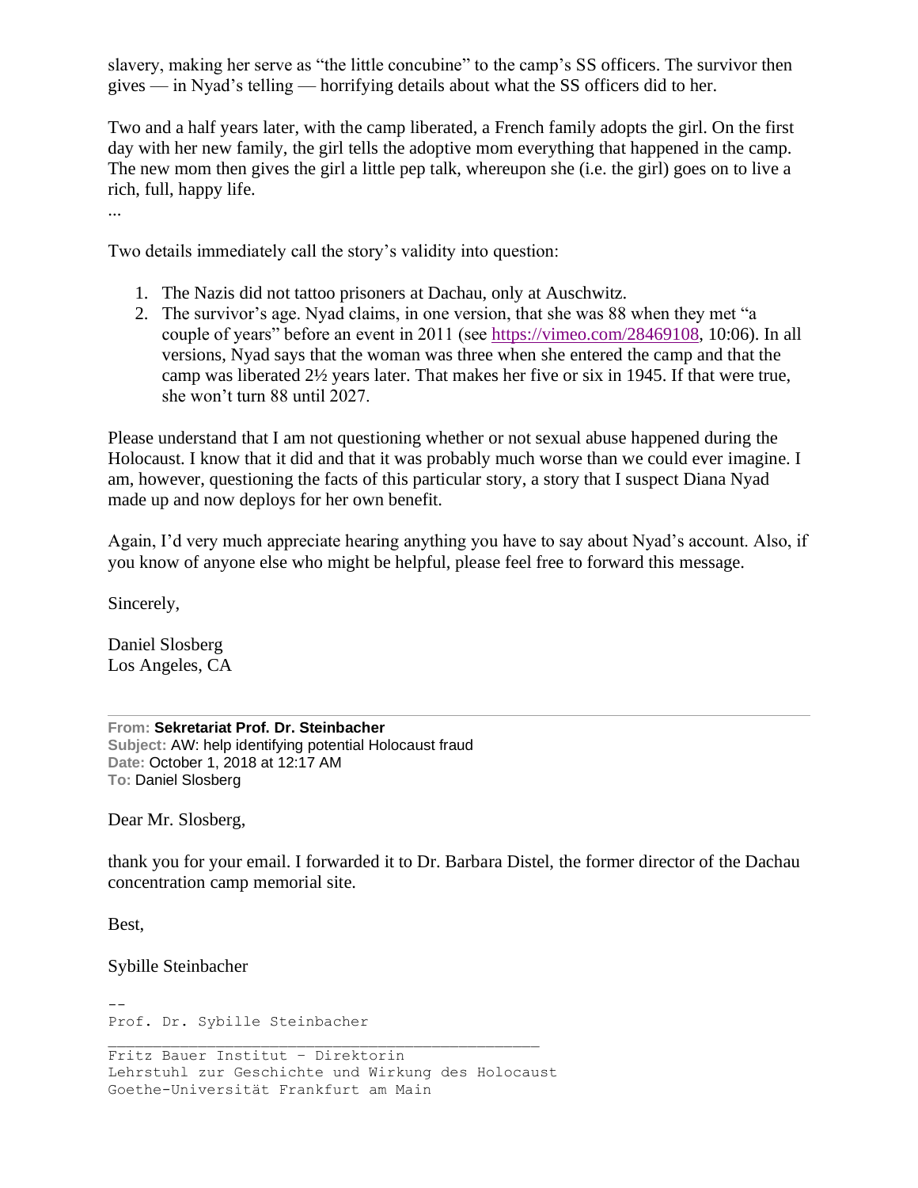slavery, making her serve as "the little concubine" to the camp's SS officers. The survivor then gives — in Nyad's telling — horrifying details about what the SS officers did to her.

Two and a half years later, with the camp liberated, a French family adopts the girl. On the first day with her new family, the girl tells the adoptive mom everything that happened in the camp. The new mom then gives the girl a little pep talk, whereupon she (i.e. the girl) goes on to live a rich, full, happy life.

...

Two details immediately call the story's validity into question:

1. The Nazis did not tattoo prisoners at Dachau, only at Auschwitz.
2. The survivor's age. Nyad claims, in one version, that she was 88 when they met "a couple of years" before an event in 2011 (see https://vimeo.com/28469108, 10:06). In all versions, Nyad says that the woman was three when she entered the camp and that the camp was liberated 2½ years later. That makes her five or six in 1945. If that were true, she won't turn 88 until 2027.

Please understand that I am not questioning whether or not sexual abuse happened during the Holocaust. I know that it did and that it was probably much worse than we could ever imagine. I am, however, questioning the facts of this particular story, a story that I suspect Diana Nyad made up and now deploys for her own benefit.

Again, I'd very much appreciate hearing anything you have to say about Nyad's account. Also, if you know of anyone else who might be helpful, please feel free to forward this message.

Sincerely,

Daniel Slosberg
Los Angeles, CA

---

**From:** **Sekretariat Prof. Dr. Steinbacher**
**Subject:** AW: help identifying potential Holocaust fraud
**Date:** October 1, 2018 at 12:17 AM
**To:** Daniel Slosberg

Dear Mr. Slosberg,

thank you for your email. I forwarded it to Dr. Barbara Distel, the former director of the Dachau concentration camp memorial site.

Best,

Sybille Steinbacher

```
--
Prof. Dr. Sybille Steinbacher
______________________________________________
Fritz Bauer Institut - Direktorin
Lehrstuhl zur Geschichte und Wirkung des Holocaust
Goethe-Universität Frankfurt am Main
```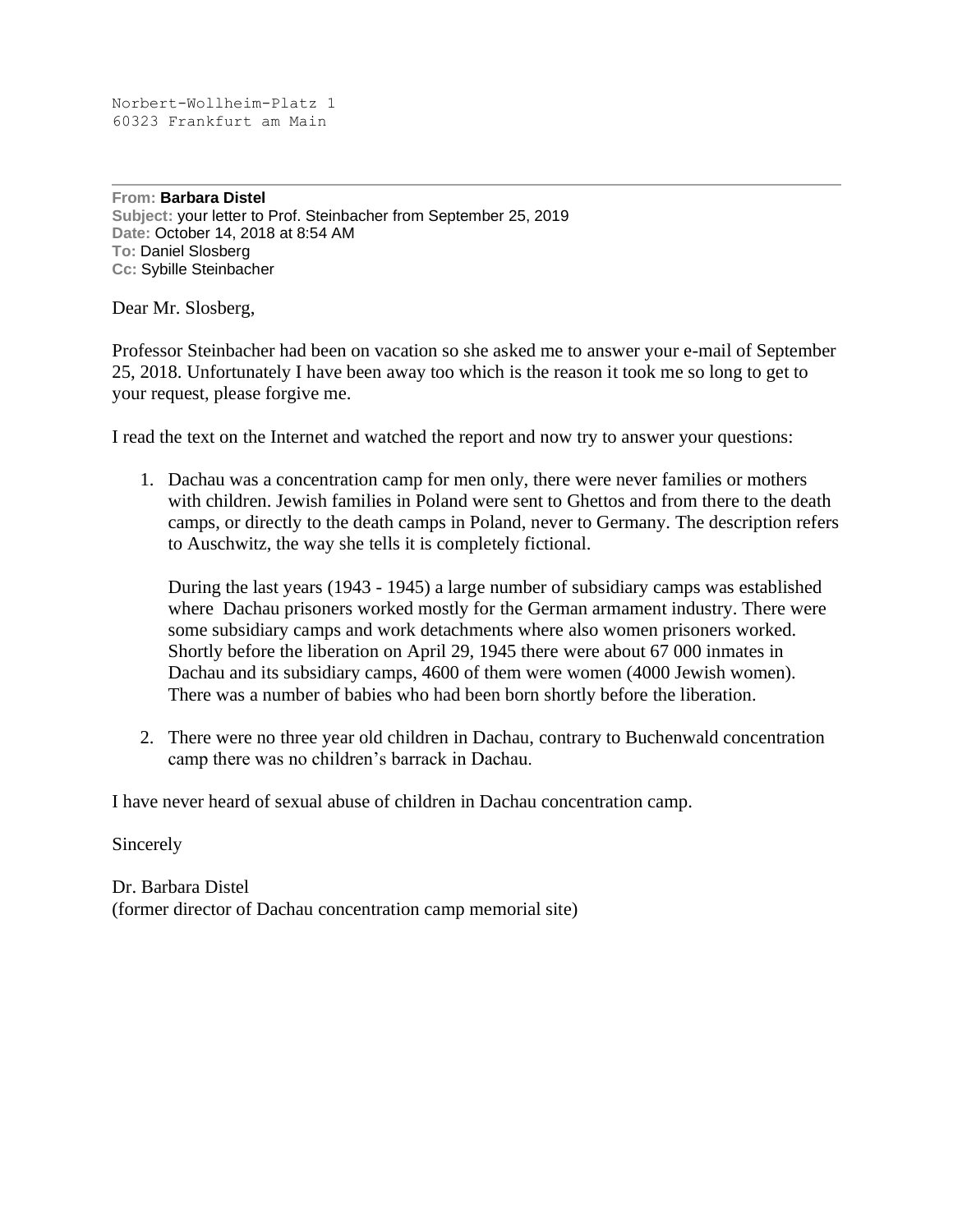Norbert-Wollheim-Platz 1
60323 Frankfurt am Main

---

**From:** **Barbara Distel**
**Subject:** your letter to Prof. Steinbacher from September 25, 2019
**Date:** October 14, 2018 at 8:54 AM
**To:** Daniel Slosberg
**Cc:** Sybille Steinbacher

Dear Mr. Slosberg,

Professor Steinbacher had been on vacation so she asked me to answer your e-mail of September 25, 2018. Unfortunately I have been away too which is the reason it took me so long to get to your request, please forgive me.

I read the text on the Internet and watched the report and now try to answer your questions:

1. Dachau was a concentration camp for men only, there were never families or mothers with children. Jewish families in Poland were sent to Ghettos and from there to the death camps, or directly to the death camps in Poland, never to Germany. The description refers to Auschwitz, the way she tells it is completely fictional.

   During the last years (1943 - 1945) a large number of subsidiary camps was established where Dachau prisoners worked mostly for the German armament industry. There were some subsidiary camps and work detachments where also women prisoners worked. Shortly before the liberation on April 29, 1945 there were about 67 000 inmates in Dachau and its subsidiary camps, 4600 of them were women (4000 Jewish women). There was a number of babies who had been born shortly before the liberation.

2. There were no three year old children in Dachau, contrary to Buchenwald concentration camp there was no children's barrack in Dachau.

I have never heard of sexual abuse of children in Dachau concentration camp.

Sincerely

Dr. Barbara Distel
(former director of Dachau concentration camp memorial site)